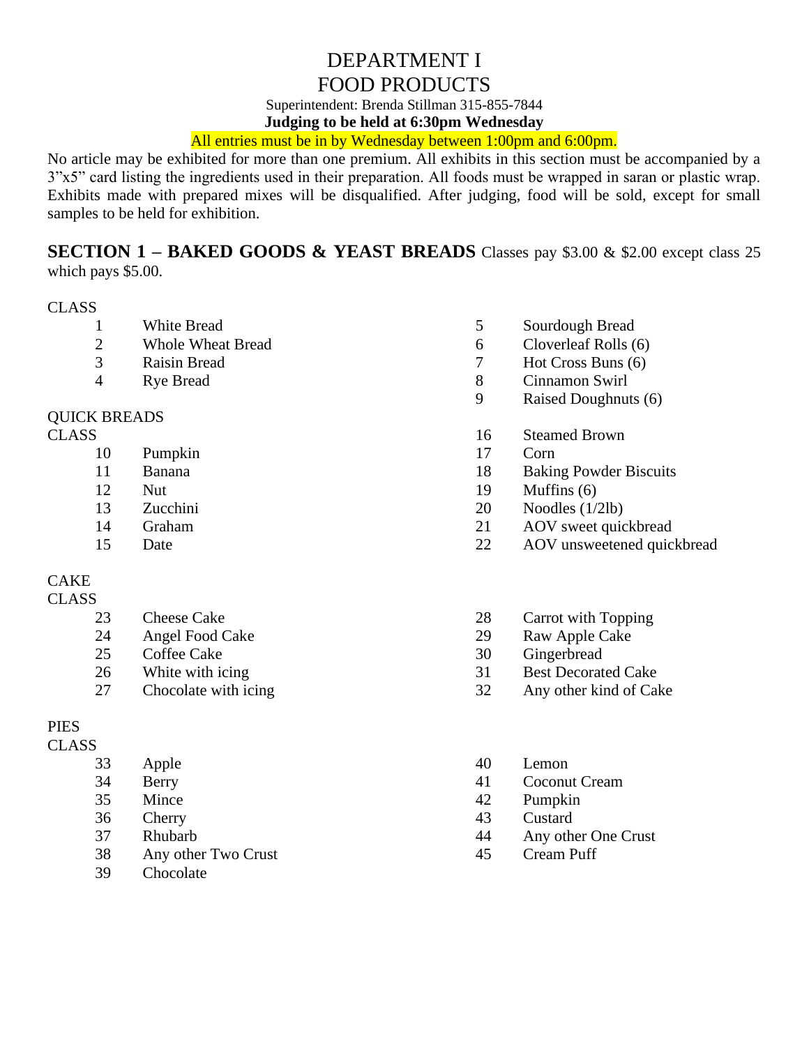# DEPARTMENT I
# FOOD PRODUCTS

Superintendent: Brenda Stillman 315-855-7844

**Judging to be held at 6:30pm Wednesday**

All entries must be in by Wednesday between 1:00pm and 6:00pm.

No article may be exhibited for more than one premium. All exhibits in this section must be accompanied by a 3"x5" card listing the ingredients used in their preparation. All foods must be wrapped in saran or plastic wrap. Exhibits made with prepared mixes will be disqualified. After judging, food will be sold, except for small samples to be held for exhibition.

**SECTION 1 – BAKED GOODS & YEAST BREADS** Classes pay $3.00 & $2.00 except class 25 which pays $5.00.

CLASS

| | |
|---|---|
| 1 | White Bread |
| 2 | Whole Wheat Bread |
| 3 | Raisin Bread |
| 4 | Rye Bread |
| 5 | Sourdough Bread |
| 6 | Cloverleaf Rolls (6) |
| 7 | Hot Cross Buns (6) |
| 8 | Cinnamon Swirl |
| 9 | Raised Doughnuts (6) |

QUICK BREADS

CLASS

| | |
|---|---|
| 10 | Pumpkin |
| 11 | Banana |
| 12 | Nut |
| 13 | Zucchini |
| 14 | Graham |
| 15 | Date |
| 16 | Steamed Brown |
| 17 | Corn |
| 18 | Baking Powder Biscuits |
| 19 | Muffins (6) |
| 20 | Noodles (1/2lb) |
| 21 | AOV sweet quickbread |
| 22 | AOV unsweetened quickbread |

CAKE

CLASS

| | |
|---|---|
| 23 | Cheese Cake |
| 24 | Angel Food Cake |
| 25 | Coffee Cake |
| 26 | White with icing |
| 27 | Chocolate with icing |
| 28 | Carrot with Topping |
| 29 | Raw Apple Cake |
| 30 | Gingerbread |
| 31 | Best Decorated Cake |
| 32 | Any other kind of Cake |

PIES

CLASS

| | |
|---|---|
| 33 | Apple |
| 34 | Berry |
| 35 | Mince |
| 36 | Cherry |
| 37 | Rhubarb |
| 38 | Any other Two Crust |
| 39 | Chocolate |
| 40 | Lemon |
| 41 | Coconut Cream |
| 42 | Pumpkin |
| 43 | Custard |
| 44 | Any other One Crust |
| 45 | Cream Puff |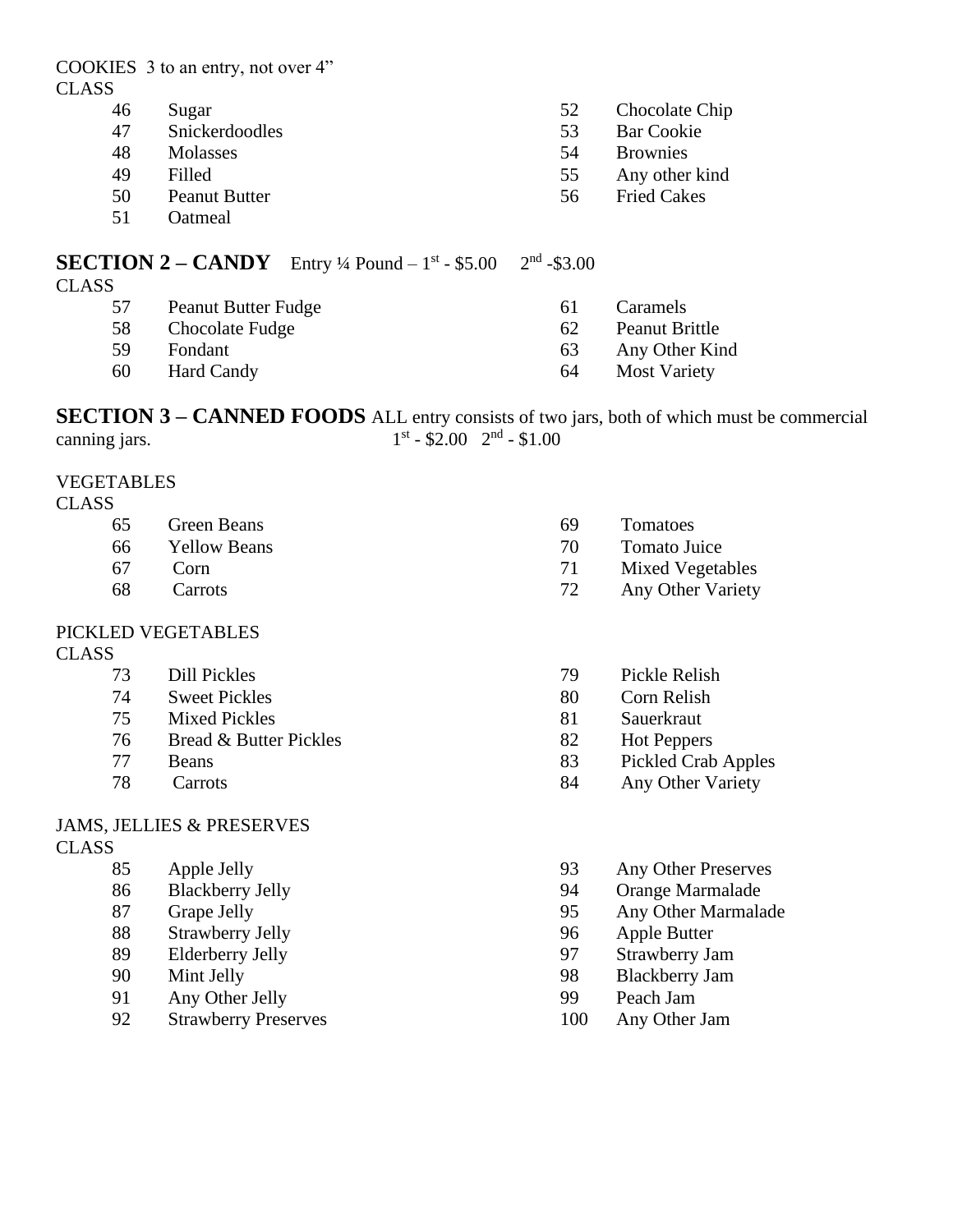COOKIES 3 to an entry, not over 4"

CLASS

| | | | |
|---|---|---|---|
| 46 | Sugar | 52 | Chocolate Chip |
| 47 | Snickerdoodles | 53 | Bar Cookie |
| 48 | Molasses | 54 | Brownies |
| 49 | Filled | 55 | Any other kind |
| 50 | Peanut Butter | 56 | Fried Cakes |
| 51 | Oatmeal | | |

## SECTION 2 – CANDY

Entry ¼ Pound – 1st - $5.00  2nd -$3.00

CLASS

| | | | |
|---|---|---|---|
| 57 | Peanut Butter Fudge | 61 | Caramels |
| 58 | Chocolate Fudge | 62 | Peanut Brittle |
| 59 | Fondant | 63 | Any Other Kind |
| 60 | Hard Candy | 64 | Most Variety |

## SECTION 3 – CANNED FOODS

ALL entry consists of two jars, both of which must be commercial canning jars.  1st - $2.00  2nd - $1.00

VEGETABLES

CLASS

| | | | |
|---|---|---|---|
| 65 | Green Beans | 69 | Tomatoes |
| 66 | Yellow Beans | 70 | Tomato Juice |
| 67 | Corn | 71 | Mixed Vegetables |
| 68 | Carrots | 72 | Any Other Variety |

PICKLED VEGETABLES

CLASS

| | | | |
|---|---|---|---|
| 73 | Dill Pickles | 79 | Pickle Relish |
| 74 | Sweet Pickles | 80 | Corn Relish |
| 75 | Mixed Pickles | 81 | Sauerkraut |
| 76 | Bread & Butter Pickles | 82 | Hot Peppers |
| 77 | Beans | 83 | Pickled Crab Apples |
| 78 | Carrots | 84 | Any Other Variety |

JAMS, JELLIES & PRESERVES

CLASS

| | | | |
|---|---|---|---|
| 85 | Apple Jelly | 93 | Any Other Preserves |
| 86 | Blackberry Jelly | 94 | Orange Marmalade |
| 87 | Grape Jelly | 95 | Any Other Marmalade |
| 88 | Strawberry Jelly | 96 | Apple Butter |
| 89 | Elderberry Jelly | 97 | Strawberry Jam |
| 90 | Mint Jelly | 98 | Blackberry Jam |
| 91 | Any Other Jelly | 99 | Peach Jam |
| 92 | Strawberry Preserves | 100 | Any Other Jam |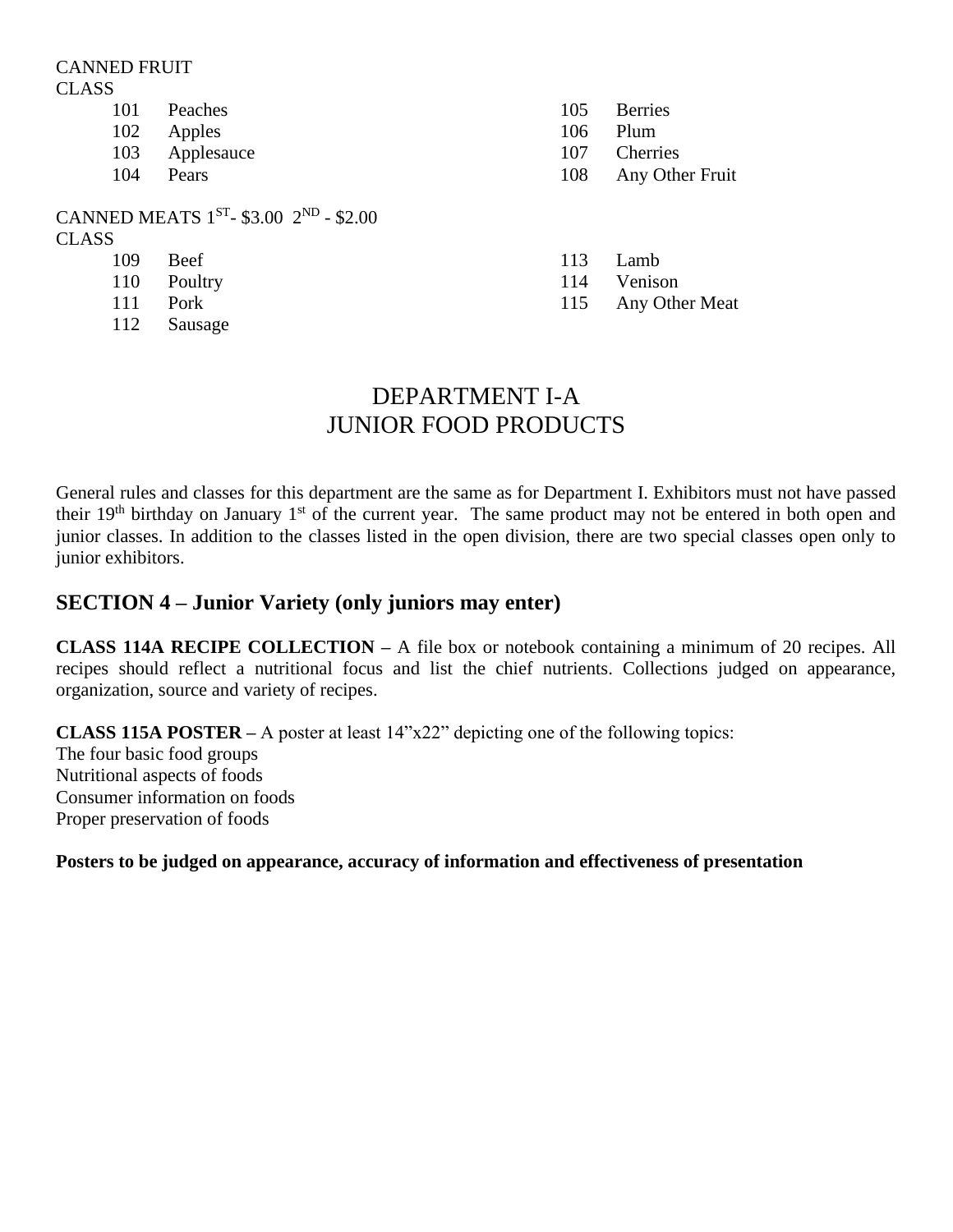CANNED FRUIT
CLASS

101 Peaches
102 Apples
103 Applesauce
104 Pears
105 Berries
106 Plum
107 Cherries
108 Any Other Fruit

CANNED MEATS 1ST- $3.00 2ND - $2.00
CLASS

109 Beef
110 Poultry
111 Pork
112 Sausage
113 Lamb
114 Venison
115 Any Other Meat

# DEPARTMENT I-A
# JUNIOR FOOD PRODUCTS

General rules and classes for this department are the same as for Department I. Exhibitors must not have passed their 19th birthday on January 1st of the current year. The same product may not be entered in both open and junior classes. In addition to the classes listed in the open division, there are two special classes open only to junior exhibitors.

## SECTION 4 – Junior Variety (only juniors may enter)

**CLASS 114A RECIPE COLLECTION –** A file box or notebook containing a minimum of 20 recipes. All recipes should reflect a nutritional focus and list the chief nutrients. Collections judged on appearance, organization, source and variety of recipes.

**CLASS 115A POSTER –** A poster at least 14"x22" depicting one of the following topics:
The four basic food groups
Nutritional aspects of foods
Consumer information on foods
Proper preservation of foods

**Posters to be judged on appearance, accuracy of information and effectiveness of presentation**